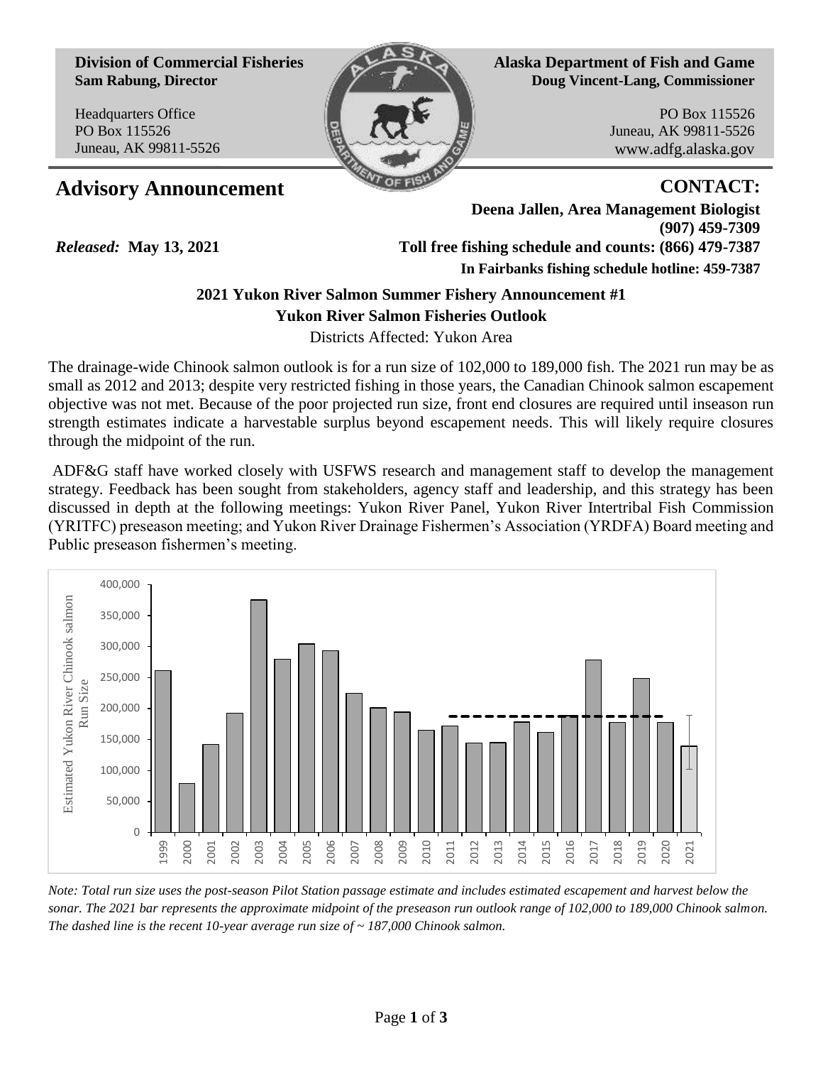**Division of Commercial Fisheries**
**Sam Rabung, Director**

Headquarters Office
PO Box 115526
Juneau, AK 99811-5526

**Alaska Department of Fish and Game**
**Doug Vincent-Lang, Commissioner**

PO Box 115526
Juneau, AK 99811-5526
www.adfg.alaska.gov

# Advisory Announcement

**CONTACT:**
**Deena Jallen, Area Management Biologist**
**(907) 459-7309**
**Toll free fishing schedule and counts: (866) 479-7387**
**In Fairbanks fishing schedule hotline: 459-7387**

*Released:* **May 13, 2021**

## 2021 Yukon River Salmon Summer Fishery Announcement #1
## Yukon River Salmon Fisheries Outlook

Districts Affected: Yukon Area

The drainage-wide Chinook salmon outlook is for a run size of 102,000 to 189,000 fish. The 2021 run may be as small as 2012 and 2013; despite very restricted fishing in those years, the Canadian Chinook salmon escapement objective was not met. Because of the poor projected run size, front end closures are required until inseason run strength estimates indicate a harvestable surplus beyond escapement needs. This will likely require closures through the midpoint of the run.

ADF&G staff have worked closely with USFWS research and management staff to develop the management strategy. Feedback has been sought from stakeholders, agency staff and leadership, and this strategy has been discussed in depth at the following meetings: Yukon River Panel, Yukon River Intertribal Fish Commission (YRITFC) preseason meeting; and Yukon River Drainage Fishermen's Association (YRDFA) Board meeting and Public preseason fishermen's meeting.

*Note: Total run size uses the post-season Pilot Station passage estimate and includes estimated escapement and harvest below the sonar. The 2021 bar represents the approximate midpoint of the preseason run outlook range of 102,000 to 189,000 Chinook salmon. The dashed line is the recent 10-year average run size of ~ 187,000 Chinook salmon.*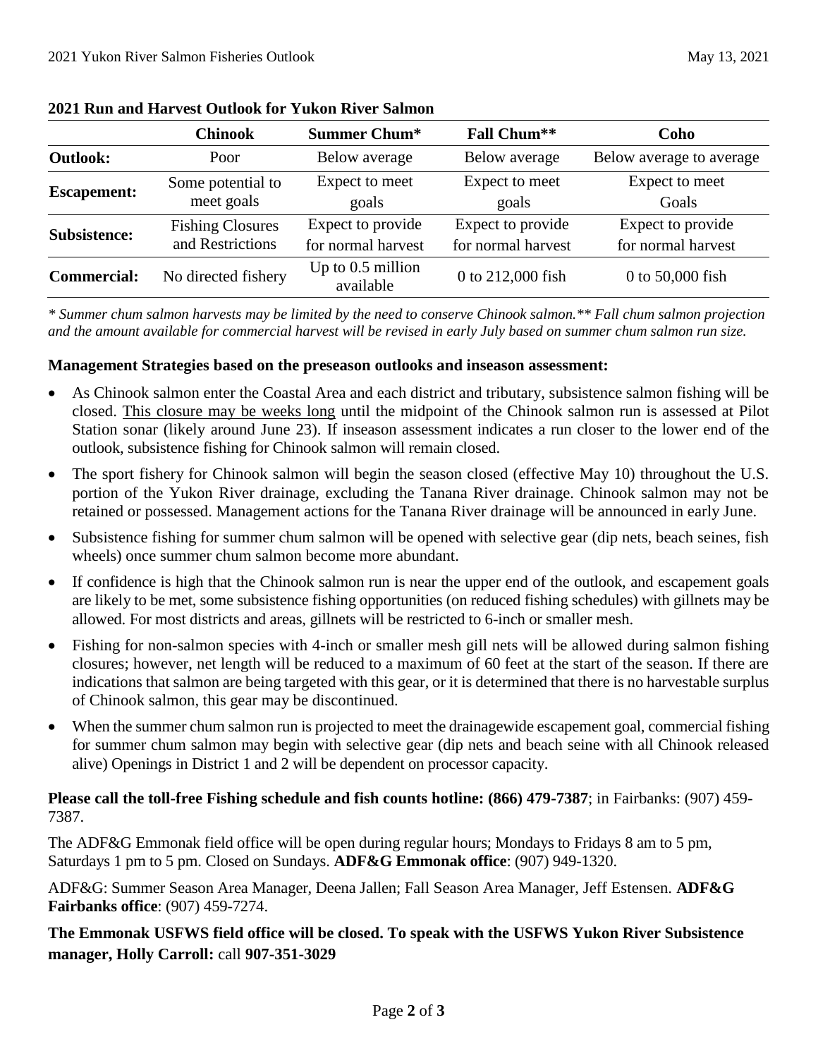## 2021 Run and Harvest Outlook for Yukon River Salmon

| | Chinook | Summer Chum* | Fall Chum** | Coho |
|---|---|---|---|---|
| **Outlook:** | Poor | Below average | Below average | Below average to average |
| **Escapement:** | Some potential to meet goals | Expect to meet goals | Expect to meet goals | Expect to meet Goals |
| **Subsistence:** | Fishing Closures and Restrictions | Expect to provide for normal harvest | Expect to provide for normal harvest | Expect to provide for normal harvest |
| **Commercial:** | No directed fishery | Up to 0.5 million available | 0 to 212,000 fish | 0 to 50,000 fish |

*\* Summer chum salmon harvests may be limited by the need to conserve Chinook salmon.\*\* Fall chum salmon projection and the amount available for commercial harvest will be revised in early July based on summer chum salmon run size.*

**Management Strategies based on the preseason outlooks and inseason assessment:**

- As Chinook salmon enter the Coastal Area and each district and tributary, subsistence salmon fishing will be closed. <u>This closure may be weeks long</u> until the midpoint of the Chinook salmon run is assessed at Pilot Station sonar (likely around June 23). If inseason assessment indicates a run closer to the lower end of the outlook, subsistence fishing for Chinook salmon will remain closed.
- The sport fishery for Chinook salmon will begin the season closed (effective May 10) throughout the U.S. portion of the Yukon River drainage, excluding the Tanana River drainage. Chinook salmon may not be retained or possessed. Management actions for the Tanana River drainage will be announced in early June.
- Subsistence fishing for summer chum salmon will be opened with selective gear (dip nets, beach seines, fish wheels) once summer chum salmon become more abundant.
- If confidence is high that the Chinook salmon run is near the upper end of the outlook, and escapement goals are likely to be met, some subsistence fishing opportunities (on reduced fishing schedules) with gillnets may be allowed. For most districts and areas, gillnets will be restricted to 6-inch or smaller mesh.
- Fishing for non-salmon species with 4-inch or smaller mesh gill nets will be allowed during salmon fishing closures; however, net length will be reduced to a maximum of 60 feet at the start of the season. If there are indications that salmon are being targeted with this gear, or it is determined that there is no harvestable surplus of Chinook salmon, this gear may be discontinued.
- When the summer chum salmon run is projected to meet the drainagewide escapement goal, commercial fishing for summer chum salmon may begin with selective gear (dip nets and beach seine with all Chinook released alive) Openings in District 1 and 2 will be dependent on processor capacity.

**Please call the toll-free Fishing schedule and fish counts hotline: (866) 479-7387**; in Fairbanks: (907) 459-7387.

The ADF&G Emmonak field office will be open during regular hours; Mondays to Fridays 8 am to 5 pm, Saturdays 1 pm to 5 pm. Closed on Sundays. **ADF&G Emmonak office**: (907) 949-1320.

ADF&G: Summer Season Area Manager, Deena Jallen; Fall Season Area Manager, Jeff Estensen. **ADF&G Fairbanks office**: (907) 459-7274.

**The Emmonak USFWS field office will be closed. To speak with the USFWS Yukon River Subsistence manager, Holly Carroll:** call **907-351-3029**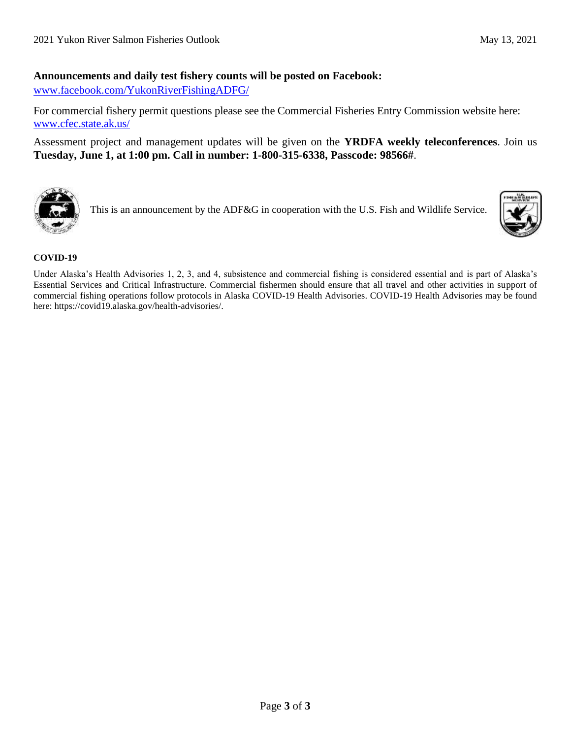**Announcements and daily test fishery counts will be posted on Facebook:**
www.facebook.com/YukonRiverFishingADFG/

For commercial fishery permit questions please see the Commercial Fisheries Entry Commission website here: www.cfec.state.ak.us/

Assessment project and management updates will be given on the **YRDFA weekly teleconferences**. Join us **Tuesday, June 1, at 1:00 pm. Call in number: 1-800-315-6338, Passcode: 98566#**.

This is an announcement by the ADF&G in cooperation with the U.S. Fish and Wildlife Service.

**COVID-19**

Under Alaska's Health Advisories 1, 2, 3, and 4, subsistence and commercial fishing is considered essential and is part of Alaska's Essential Services and Critical Infrastructure. Commercial fishermen should ensure that all travel and other activities in support of commercial fishing operations follow protocols in Alaska COVID-19 Health Advisories. COVID-19 Health Advisories may be found here: https://covid19.alaska.gov/health-advisories/.